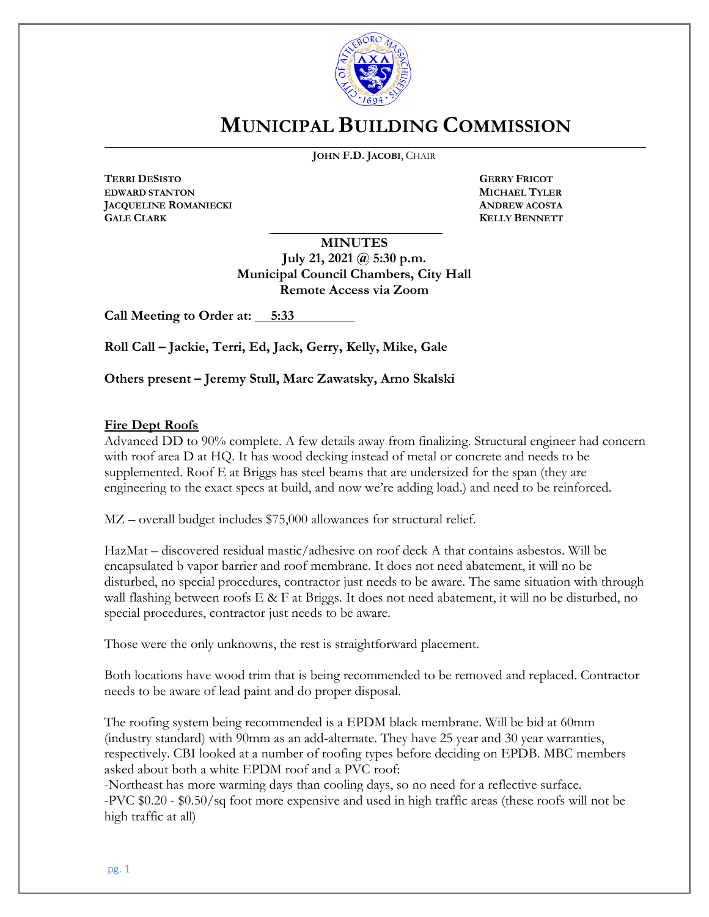# MUNICIPAL BUILDING COMMISSION

**JOHN F.D. JACOBI**, CHAIR

**TERRI DESISTO**
**EDWARD STANTON**
**JACQUELINE ROMANIECKI**
**GALE CLARK**

**GERRY FRICOT**
**MICHAEL TYLER**
**ANDREW ACOSTA**
**KELLY BENNETT**

**MINUTES**
**July 21, 2021 @ 5:30 p.m.**
**Municipal Council Chambers, City Hall**
**Remote Access via Zoom**

**Call Meeting to Order at: 5:33**

**Roll Call – Jackie, Terri, Ed, Jack, Gerry, Kelly, Mike, Gale**

**Others present – Jeremy Stull, Marc Zawatsky, Arno Skalski**

## Fire Dept Roofs

Advanced DD to 90% complete. A few details away from finalizing. Structural engineer had concern with roof area D at HQ. It has wood decking instead of metal or concrete and needs to be supplemented. Roof E at Briggs has steel beams that are undersized for the span (they are engineering to the exact specs at build, and now we're adding load.) and need to be reinforced.

MZ – overall budget includes $75,000 allowances for structural relief.

HazMat – discovered residual mastic/adhesive on roof deck A that contains asbestos. Will be encapsulated b vapor barrier and roof membrane. It does not need abatement, it will no be disturbed, no special procedures, contractor just needs to be aware. The same situation with through wall flashing between roofs E & F at Briggs. It does not need abatement, it will no be disturbed, no special procedures, contractor just needs to be aware.

Those were the only unknowns, the rest is straightforward placement.

Both locations have wood trim that is being recommended to be removed and replaced. Contractor needs to be aware of lead paint and do proper disposal.

The roofing system being recommended is a EPDM black membrane. Will be bid at 60mm (industry standard) with 90mm as an add-alternate. They have 25 year and 30 year warranties, respectively. CBI looked at a number of roofing types before deciding on EPDB. MBC members asked about both a white EPDM roof and a PVC roof:
-Northeast has more warming days than cooling days, so no need for a reflective surface.
-PVC $0.20 - $0.50/sq foot more expensive and used in high traffic areas (these roofs will not be high traffic at all)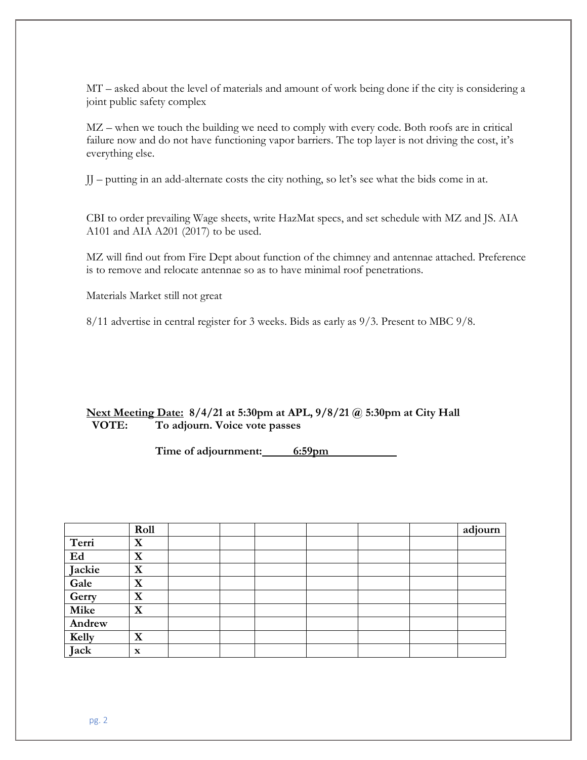MT – asked about the level of materials and amount of work being done if the city is considering a joint public safety complex

MZ – when we touch the building we need to comply with every code. Both roofs are in critical failure now and do not have functioning vapor barriers. The top layer is not driving the cost, it's everything else.

JJ – putting in an add-alternate costs the city nothing, so let's see what the bids come in at.

CBI to order prevailing Wage sheets, write HazMat specs, and set schedule with MZ and JS. AIA A101 and AIA A201 (2017) to be used.

MZ will find out from Fire Dept about function of the chimney and antennae attached. Preference is to remove and relocate antennae so as to have minimal roof penetrations.

Materials Market still not great

8/11 advertise in central register for 3 weeks. Bids as early as 9/3. Present to MBC 9/8.

**Next Meeting Date: 8/4/21 at 5:30pm at APL, 9/8/21 @ 5:30pm at City Hall**

**VOTE: To adjourn. Voice vote passes**

**Time of adjournment: 6:59pm**

| | Roll | | | | | | | adjourn |
|---|---|---|---|---|---|---|---|---|
| Terri | X | | | | | | | |
| Ed | X | | | | | | | |
| Jackie | X | | | | | | | |
| Gale | X | | | | | | | |
| Gerry | X | | | | | | | |
| Mike | X | | | | | | | |
| Andrew | | | | | | | | |
| Kelly | X | | | | | | | |
| Jack | x | | | | | | | |